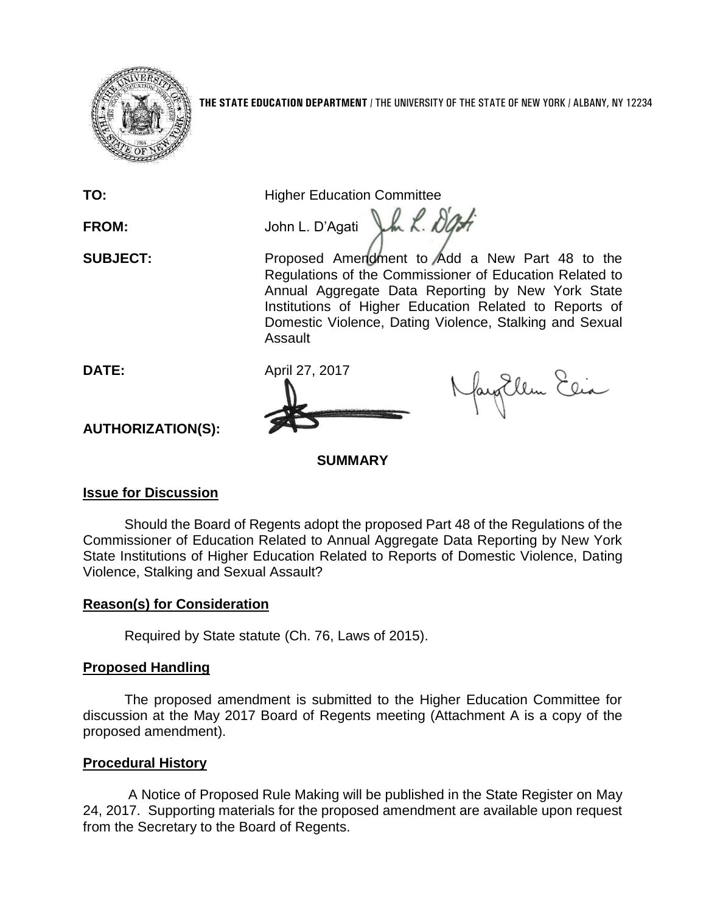**THE STATE EDUCATION DEPARTMENT** / THE UNIVERSITY OF THE STATE OF NEW YORK / ALBANY, NY 12234

**TO:** Higher Education Committee

**FROM:** John L. D'Agati

**SUBJECT:** Proposed Amendment to Add a New Part 48 to the Regulations of the Commissioner of Education Related to Annual Aggregate Data Reporting by New York State Institutions of Higher Education Related to Reports of Domestic Violence, Dating Violence, Stalking and Sexual Assault

**DATE:** April 27, 2017

**AUTHORIZATION(S):**

**SUMMARY**

**Issue for Discussion**

Should the Board of Regents adopt the proposed Part 48 of the Regulations of the Commissioner of Education Related to Annual Aggregate Data Reporting by New York State Institutions of Higher Education Related to Reports of Domestic Violence, Dating Violence, Stalking and Sexual Assault?

**Reason(s) for Consideration**

Required by State statute (Ch. 76, Laws of 2015).

**Proposed Handling**

The proposed amendment is submitted to the Higher Education Committee for discussion at the May 2017 Board of Regents meeting (Attachment A is a copy of the proposed amendment).

**Procedural History**

A Notice of Proposed Rule Making will be published in the State Register on May 24, 2017. Supporting materials for the proposed amendment are available upon request from the Secretary to the Board of Regents.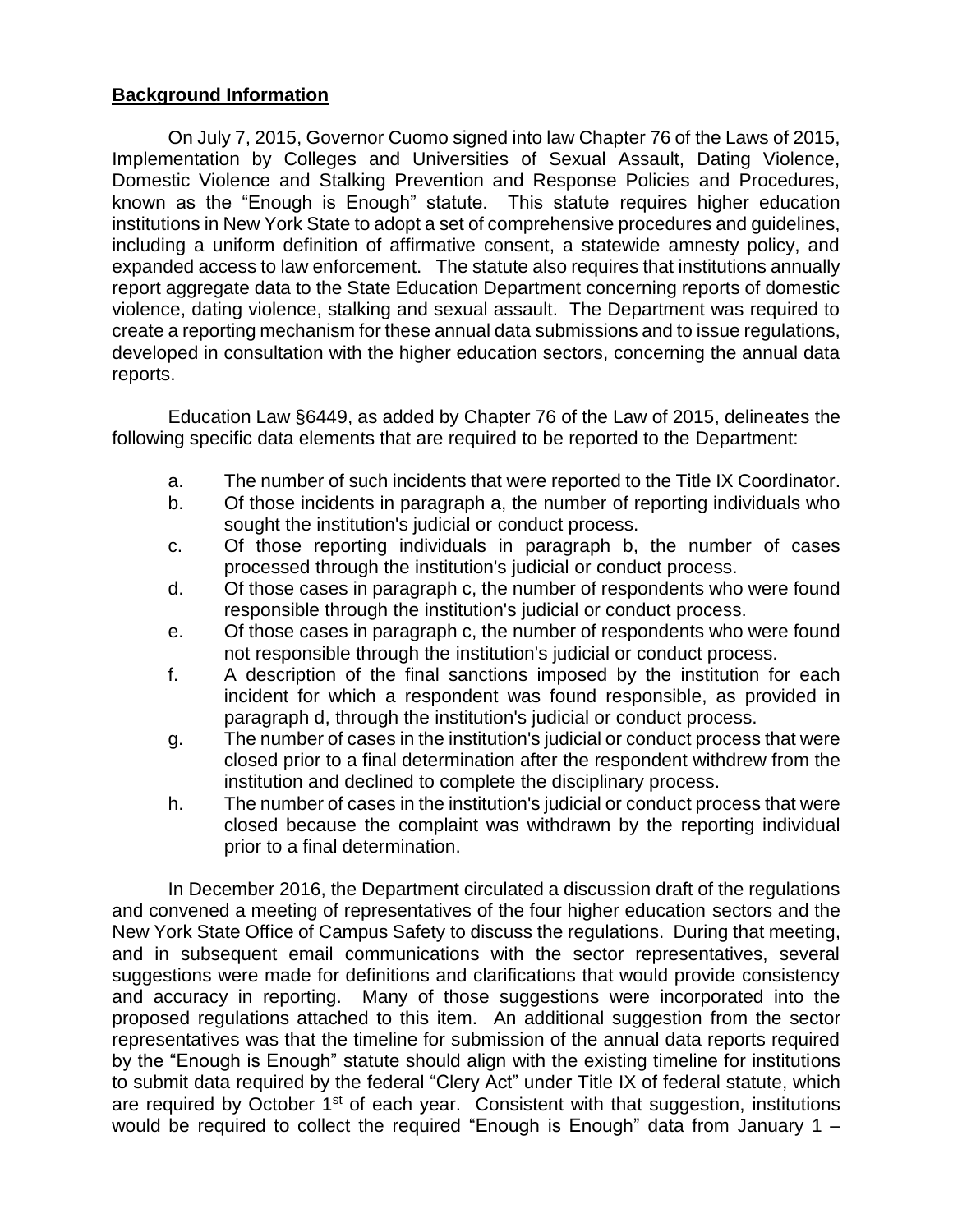## **Background Information**

On July 7, 2015, Governor Cuomo signed into law Chapter 76 of the Laws of 2015, Implementation by Colleges and Universities of Sexual Assault, Dating Violence, Domestic Violence and Stalking Prevention and Response Policies and Procedures, known as the "Enough is Enough" statute. This statute requires higher education institutions in New York State to adopt a set of comprehensive procedures and guidelines, including a uniform definition of affirmative consent, a statewide amnesty policy, and expanded access to law enforcement. The statute also requires that institutions annually report aggregate data to the State Education Department concerning reports of domestic violence, dating violence, stalking and sexual assault. The Department was required to create a reporting mechanism for these annual data submissions and to issue regulations, developed in consultation with the higher education sectors, concerning the annual data reports.

Education Law §6449, as added by Chapter 76 of the Law of 2015, delineates the following specific data elements that are required to be reported to the Department:

a. The number of such incidents that were reported to the Title IX Coordinator.
b. Of those incidents in paragraph a, the number of reporting individuals who sought the institution's judicial or conduct process.
c. Of those reporting individuals in paragraph b, the number of cases processed through the institution's judicial or conduct process.
d. Of those cases in paragraph c, the number of respondents who were found responsible through the institution's judicial or conduct process.
e. Of those cases in paragraph c, the number of respondents who were found not responsible through the institution's judicial or conduct process.
f. A description of the final sanctions imposed by the institution for each incident for which a respondent was found responsible, as provided in paragraph d, through the institution's judicial or conduct process.
g. The number of cases in the institution's judicial or conduct process that were closed prior to a final determination after the respondent withdrew from the institution and declined to complete the disciplinary process.
h. The number of cases in the institution's judicial or conduct process that were closed because the complaint was withdrawn by the reporting individual prior to a final determination.

In December 2016, the Department circulated a discussion draft of the regulations and convened a meeting of representatives of the four higher education sectors and the New York State Office of Campus Safety to discuss the regulations. During that meeting, and in subsequent email communications with the sector representatives, several suggestions were made for definitions and clarifications that would provide consistency and accuracy in reporting. Many of those suggestions were incorporated into the proposed regulations attached to this item. An additional suggestion from the sector representatives was that the timeline for submission of the annual data reports required by the "Enough is Enough" statute should align with the existing timeline for institutions to submit data required by the federal "Clery Act" under Title IX of federal statute, which are required by October 1st of each year. Consistent with that suggestion, institutions would be required to collect the required "Enough is Enough" data from January 1 –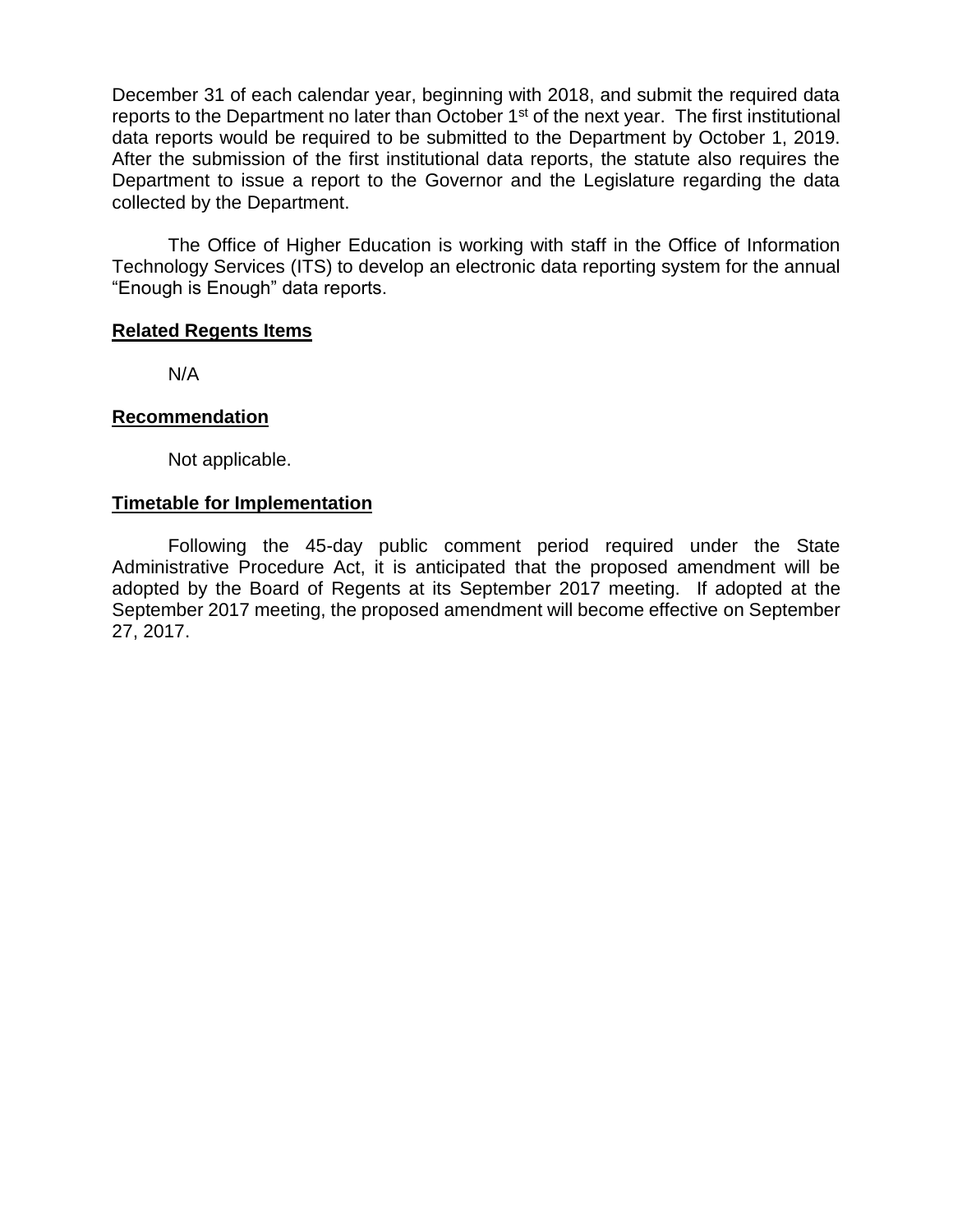December 31 of each calendar year, beginning with 2018, and submit the required data reports to the Department no later than October 1st of the next year. The first institutional data reports would be required to be submitted to the Department by October 1, 2019. After the submission of the first institutional data reports, the statute also requires the Department to issue a report to the Governor and the Legislature regarding the data collected by the Department.

The Office of Higher Education is working with staff in the Office of Information Technology Services (ITS) to develop an electronic data reporting system for the annual "Enough is Enough" data reports.

**Related Regents Items**

N/A

**Recommendation**

Not applicable.

**Timetable for Implementation**

Following the 45-day public comment period required under the State Administrative Procedure Act, it is anticipated that the proposed amendment will be adopted by the Board of Regents at its September 2017 meeting. If adopted at the September 2017 meeting, the proposed amendment will become effective on September 27, 2017.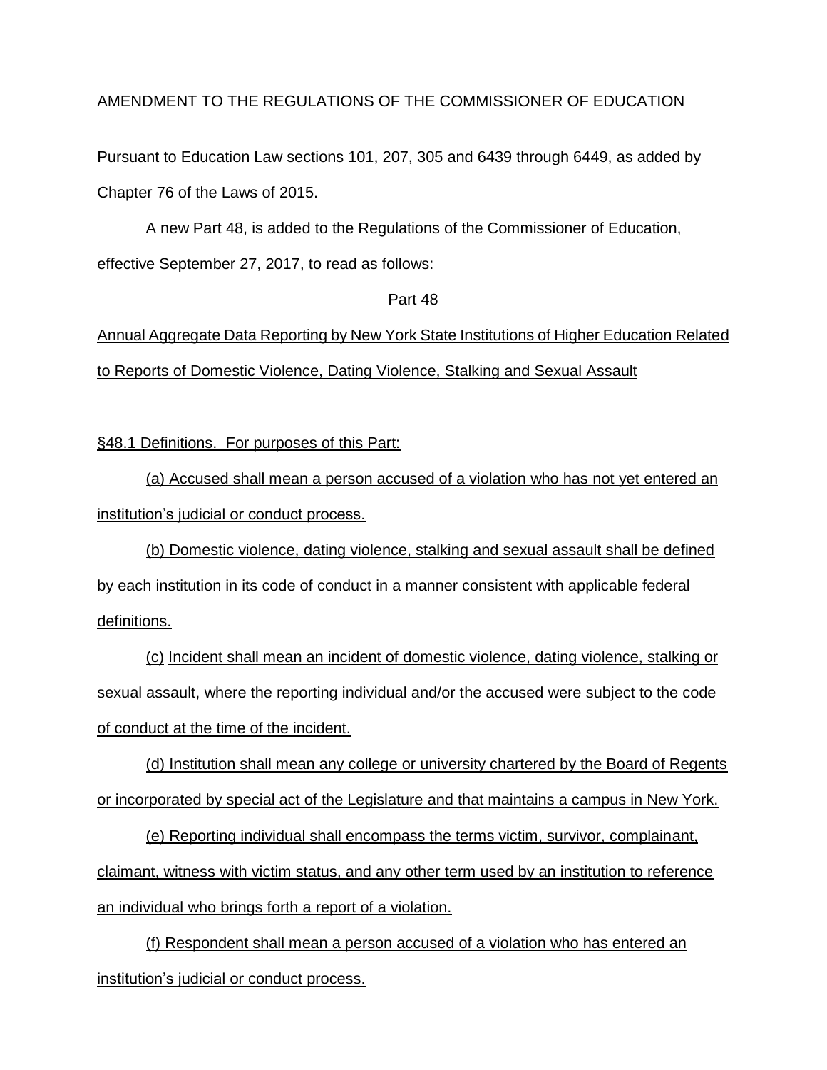AMENDMENT TO THE REGULATIONS OF THE COMMISSIONER OF EDUCATION

Pursuant to Education Law sections 101, 207, 305 and 6439 through 6449, as added by Chapter 76 of the Laws of 2015.

A new Part 48, is added to the Regulations of the Commissioner of Education, effective September 27, 2017, to read as follows:

Part 48

Annual Aggregate Data Reporting by New York State Institutions of Higher Education Related to Reports of Domestic Violence, Dating Violence, Stalking and Sexual Assault

§48.1 Definitions. For purposes of this Part:

(a) Accused shall mean a person accused of a violation who has not yet entered an institution's judicial or conduct process.

(b) Domestic violence, dating violence, stalking and sexual assault shall be defined by each institution in its code of conduct in a manner consistent with applicable federal definitions.

(c) Incident shall mean an incident of domestic violence, dating violence, stalking or sexual assault, where the reporting individual and/or the accused were subject to the code of conduct at the time of the incident.

(d) Institution shall mean any college or university chartered by the Board of Regents or incorporated by special act of the Legislature and that maintains a campus in New York.

(e) Reporting individual shall encompass the terms victim, survivor, complainant, claimant, witness with victim status, and any other term used by an institution to reference an individual who brings forth a report of a violation.

(f) Respondent shall mean a person accused of a violation who has entered an institution's judicial or conduct process.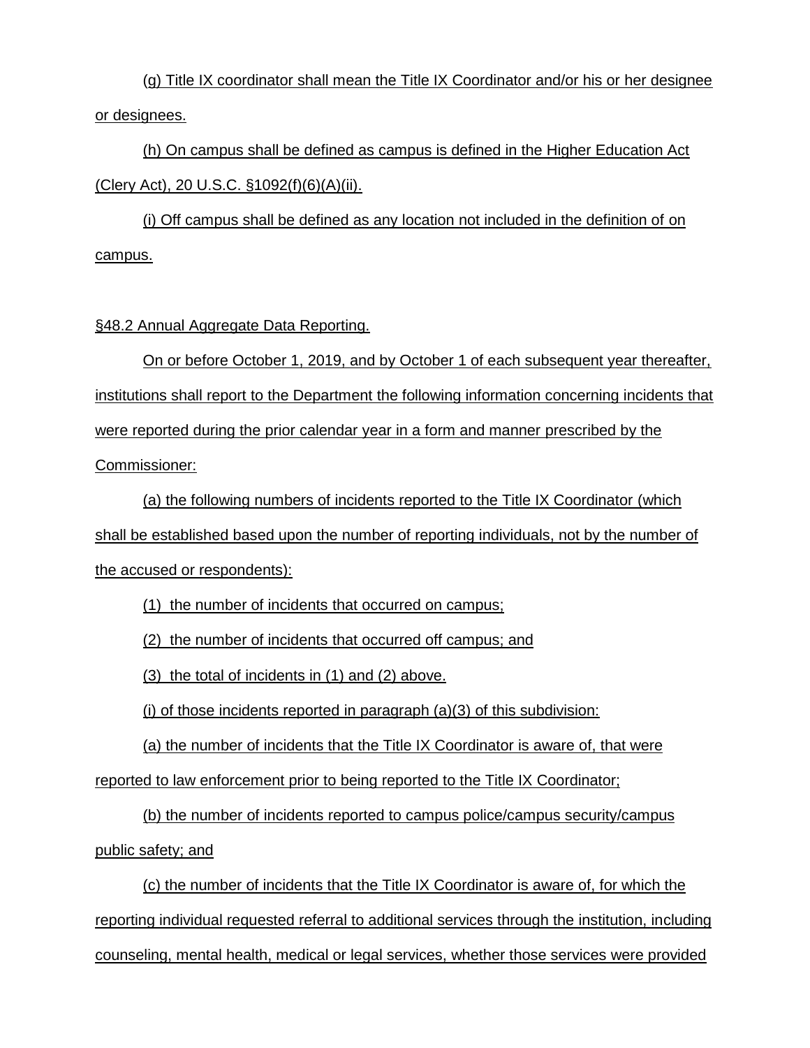(g) Title IX coordinator shall mean the Title IX Coordinator and/or his or her designee or designees.

(h) On campus shall be defined as campus is defined in the Higher Education Act (Clery Act), 20 U.S.C. §1092(f)(6)(A)(ii).

(i) Off campus shall be defined as any location not included in the definition of on campus.

§48.2 Annual Aggregate Data Reporting.

On or before October 1, 2019, and by October 1 of each subsequent year thereafter, institutions shall report to the Department the following information concerning incidents that were reported during the prior calendar year in a form and manner prescribed by the Commissioner:

(a) the following numbers of incidents reported to the Title IX Coordinator (which shall be established based upon the number of reporting individuals, not by the number of the accused or respondents):

(1) the number of incidents that occurred on campus;

(2) the number of incidents that occurred off campus; and

(3) the total of incidents in (1) and (2) above.

(i) of those incidents reported in paragraph (a)(3) of this subdivision:

(a) the number of incidents that the Title IX Coordinator is aware of, that were reported to law enforcement prior to being reported to the Title IX Coordinator;

(b) the number of incidents reported to campus police/campus security/campus public safety; and

(c) the number of incidents that the Title IX Coordinator is aware of, for which the reporting individual requested referral to additional services through the institution, including counseling, mental health, medical or legal services, whether those services were provided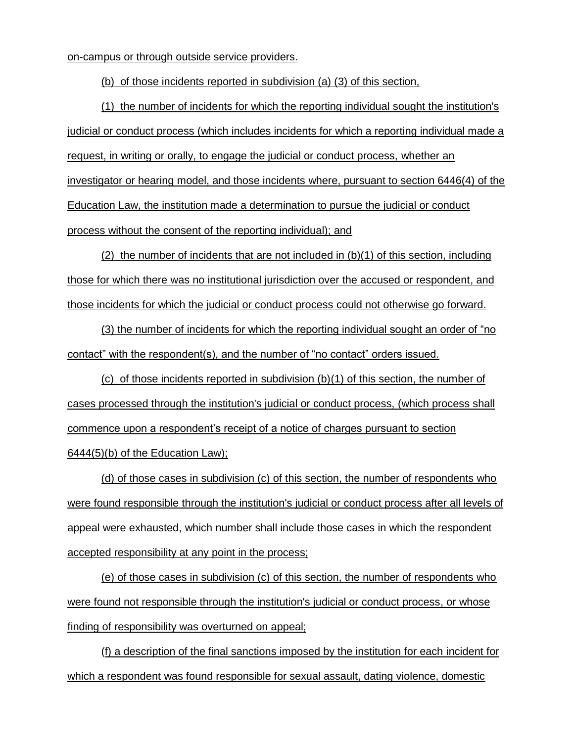on-campus or through outside service providers.

(b) of those incidents reported in subdivision (a) (3) of this section,

(1) the number of incidents for which the reporting individual sought the institution's judicial or conduct process (which includes incidents for which a reporting individual made a request, in writing or orally, to engage the judicial or conduct process, whether an investigator or hearing model, and those incidents where, pursuant to section 6446(4) of the Education Law, the institution made a determination to pursue the judicial or conduct process without the consent of the reporting individual); and

(2) the number of incidents that are not included in (b)(1) of this section, including those for which there was no institutional jurisdiction over the accused or respondent, and those incidents for which the judicial or conduct process could not otherwise go forward.

(3) the number of incidents for which the reporting individual sought an order of “no contact” with the respondent(s), and the number of “no contact” orders issued.

(c) of those incidents reported in subdivision (b)(1) of this section, the number of cases processed through the institution's judicial or conduct process, (which process shall commence upon a respondent’s receipt of a notice of charges pursuant to section 6444(5)(b) of the Education Law);

(d) of those cases in subdivision (c) of this section, the number of respondents who were found responsible through the institution's judicial or conduct process after all levels of appeal were exhausted, which number shall include those cases in which the respondent accepted responsibility at any point in the process;

(e) of those cases in subdivision (c) of this section, the number of respondents who were found not responsible through the institution's judicial or conduct process, or whose finding of responsibility was overturned on appeal;

(f) a description of the final sanctions imposed by the institution for each incident for which a respondent was found responsible for sexual assault, dating violence, domestic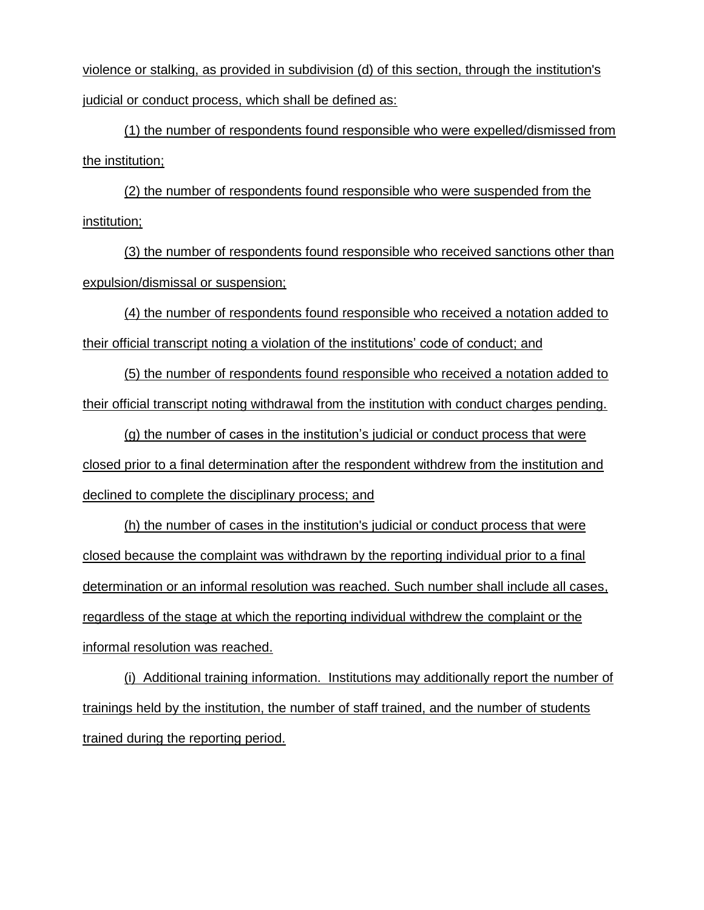violence or stalking, as provided in subdivision (d) of this section, through the institution's judicial or conduct process, which shall be defined as:

(1) the number of respondents found responsible who were expelled/dismissed from the institution;

(2) the number of respondents found responsible who were suspended from the institution;

(3) the number of respondents found responsible who received sanctions other than expulsion/dismissal or suspension;

(4) the number of respondents found responsible who received a notation added to their official transcript noting a violation of the institutions' code of conduct; and

(5) the number of respondents found responsible who received a notation added to their official transcript noting withdrawal from the institution with conduct charges pending.

(g) the number of cases in the institution's judicial or conduct process that were closed prior to a final determination after the respondent withdrew from the institution and declined to complete the disciplinary process; and

(h) the number of cases in the institution's judicial or conduct process that were closed because the complaint was withdrawn by the reporting individual prior to a final determination or an informal resolution was reached. Such number shall include all cases, regardless of the stage at which the reporting individual withdrew the complaint or the informal resolution was reached.

(i) Additional training information. Institutions may additionally report the number of trainings held by the institution, the number of staff trained, and the number of students trained during the reporting period.